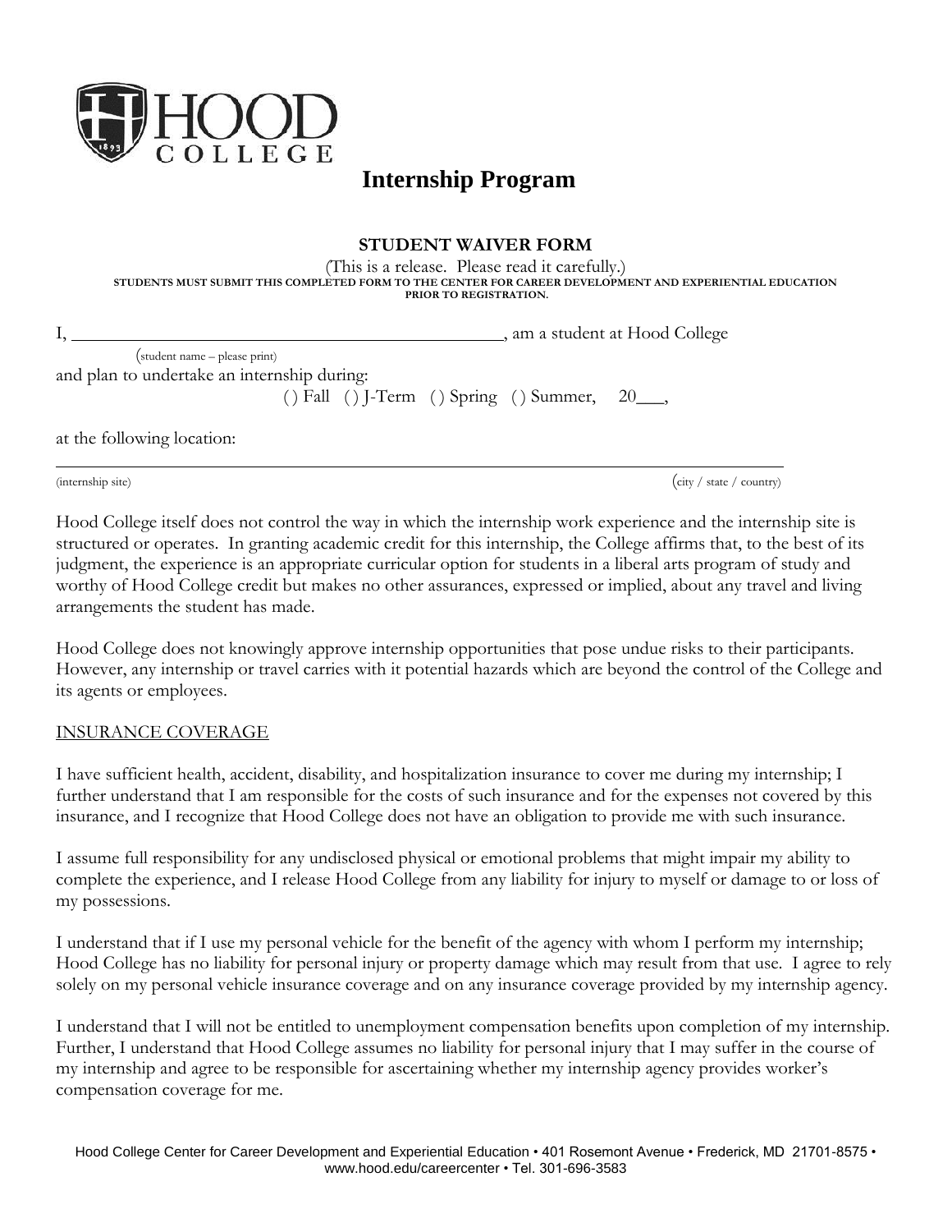HOOD COLLEGE

# Internship Program

## STUDENT WAIVER FORM

(This is a release. Please read it carefully.)

**STUDENTS MUST SUBMIT THIS COMPLETED FORM TO THE CENTER FOR CAREER DEVELOPMENT AND EXPERIENTIAL EDUCATION PRIOR TO REGISTRATION.**

I, ________________________________________, am a student at Hood College
(student name – please print)

and plan to undertake an internship during:

( ) Fall ( ) J-Term ( ) Spring ( ) Summer, 20___,

at the following location:

_________________________________________________________________

(internship site) (city / state / country)

Hood College itself does not control the way in which the internship work experience and the internship site is structured or operates. In granting academic credit for this internship, the College affirms that, to the best of its judgment, the experience is an appropriate curricular option for students in a liberal arts program of study and worthy of Hood College credit but makes no other assurances, expressed or implied, about any travel and living arrangements the student has made.

Hood College does not knowingly approve internship opportunities that pose undue risks to their participants. However, any internship or travel carries with it potential hazards which are beyond the control of the College and its agents or employees.

### INSURANCE COVERAGE

I have sufficient health, accident, disability, and hospitalization insurance to cover me during my internship; I further understand that I am responsible for the costs of such insurance and for the expenses not covered by this insurance, and I recognize that Hood College does not have an obligation to provide me with such insurance.

I assume full responsibility for any undisclosed physical or emotional problems that might impair my ability to complete the experience, and I release Hood College from any liability for injury to myself or damage to or loss of my possessions.

I understand that if I use my personal vehicle for the benefit of the agency with whom I perform my internship; Hood College has no liability for personal injury or property damage which may result from that use. I agree to rely solely on my personal vehicle insurance coverage and on any insurance coverage provided by my internship agency.

I understand that I will not be entitled to unemployment compensation benefits upon completion of my internship. Further, I understand that Hood College assumes no liability for personal injury that I may suffer in the course of my internship and agree to be responsible for ascertaining whether my internship agency provides worker's compensation coverage for me.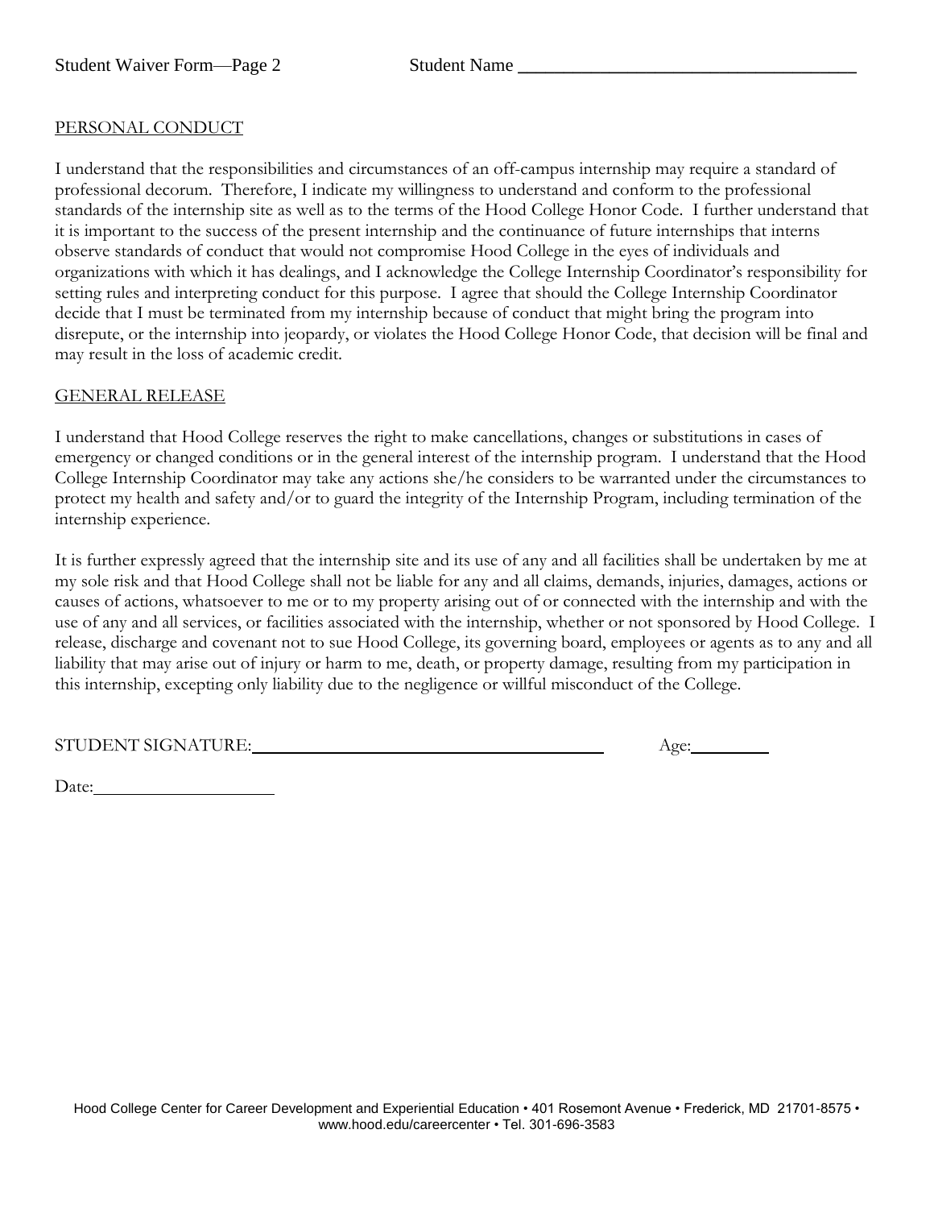Student Name \_\_\_\_\_\_\_\_\_\_\_\_\_\_\_\_\_\_\_\_\_\_\_\_\_\_\_\_\_\_\_\_\_\_\_\_

PERSONAL CONDUCT

I understand that the responsibilities and circumstances of an off-campus internship may require a standard of professional decorum. Therefore, I indicate my willingness to understand and conform to the professional standards of the internship site as well as to the terms of the Hood College Honor Code. I further understand that it is important to the success of the present internship and the continuance of future internships that interns observe standards of conduct that would not compromise Hood College in the eyes of individuals and organizations with which it has dealings, and I acknowledge the College Internship Coordinator's responsibility for setting rules and interpreting conduct for this purpose. I agree that should the College Internship Coordinator decide that I must be terminated from my internship because of conduct that might bring the program into disrepute, or the internship into jeopardy, or violates the Hood College Honor Code, that decision will be final and may result in the loss of academic credit.

GENERAL RELEASE

I understand that Hood College reserves the right to make cancellations, changes or substitutions in cases of emergency or changed conditions or in the general interest of the internship program. I understand that the Hood College Internship Coordinator may take any actions she/he considers to be warranted under the circumstances to protect my health and safety and/or to guard the integrity of the Internship Program, including termination of the internship experience.

It is further expressly agreed that the internship site and its use of any and all facilities shall be undertaken by me at my sole risk and that Hood College shall not be liable for any and all claims, demands, injuries, damages, actions or causes of actions, whatsoever to me or to my property arising out of or connected with the internship and with the use of any and all services, or facilities associated with the internship, whether or not sponsored by Hood College. I release, discharge and covenant not to sue Hood College, its governing board, employees or agents as to any and all liability that may arise out of injury or harm to me, death, or property damage, resulting from my participation in this internship, excepting only liability due to the negligence or willful misconduct of the College.

STUDENT SIGNATURE:\_\_\_\_\_\_\_\_\_\_\_\_\_\_\_\_\_\_\_\_\_\_\_\_\_\_\_\_\_\_\_\_\_\_\_\_ Age:\_\_\_\_\_\_\_\_

Date:\_\_\_\_\_\_\_\_\_\_\_\_\_\_\_\_\_\_\_\_

Hood College Center for Career Development and Experiential Education • 401 Rosemont Avenue • Frederick, MD 21701-8575 • www.hood.edu/careercenter • Tel. 301-696-3583